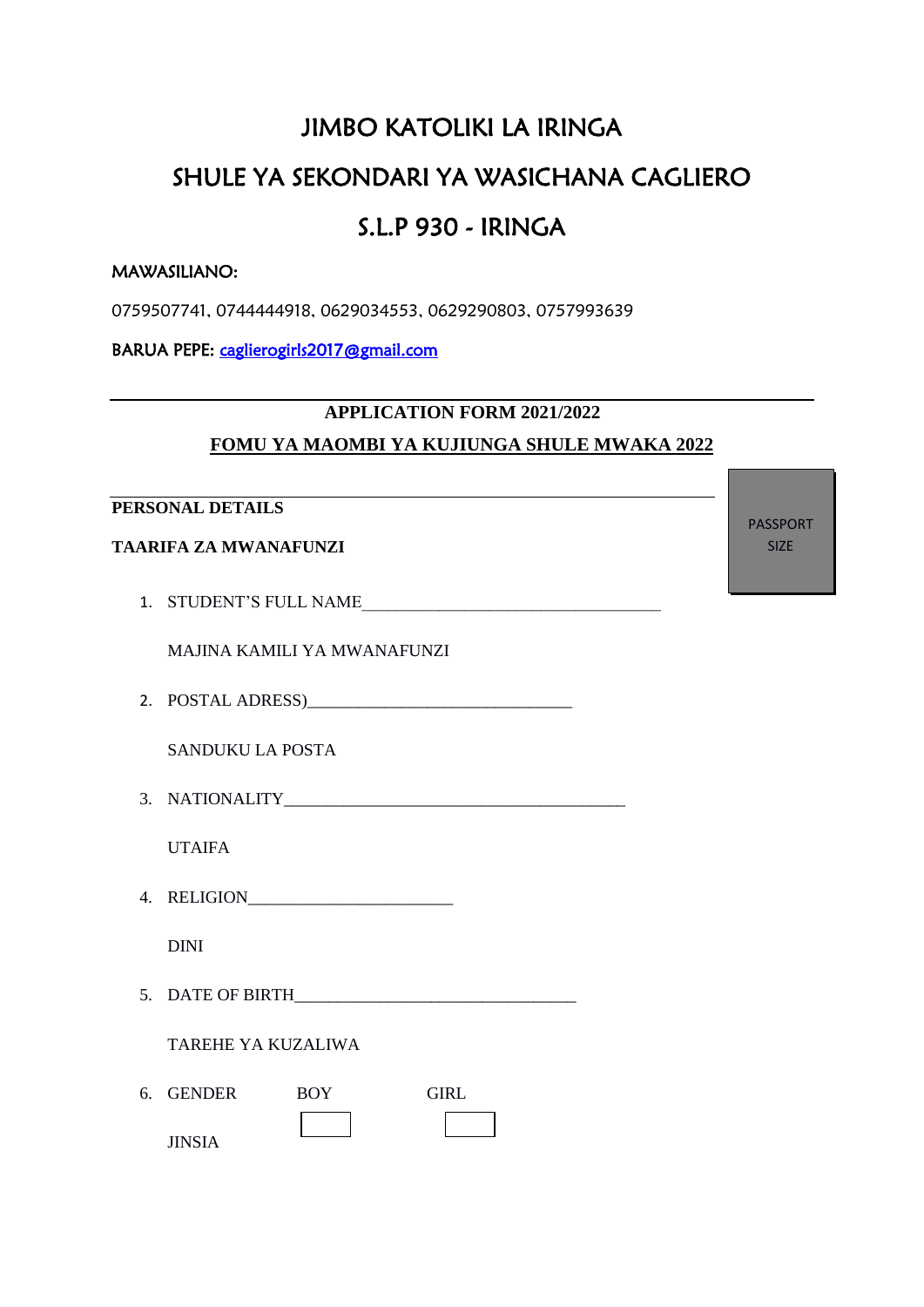# JIMBO KATOLIKI LA IRINGA

# SHULE YA SEKONDARI YA WASICHANA CAGLIERO

# S.L.P 930 - IRINGA

MAWASILIANO:

0759507741, 0744444918, 0629034553, 0629290803, 0757993639

BARUA PEPE: caglierogirls2017@gmail.com

---

## APPLICATION FORM 2021/2022

## FOMU YA MAOMBI YA KUJIUNGA SHULE MWAKA 2022

PASSPORT SIZE

**PERSONAL DETAILS**

**TAARIFA ZA MWANAFUNZI**

1. STUDENT'S FULL NAME___________________________________

   MAJINA KAMILI YA MWANAFUNZI

2. POSTAL ADRESS)_______________________________

   SANDUKU LA POSTA

3. NATIONALITY________________________________________

   UTAIFA

4. RELIGION________________________

   DINI

5. DATE OF BIRTH_________________________________

   TAREHE YA KUZALIWA

6. GENDER BOY ☐ GIRL ☐

   JINSIA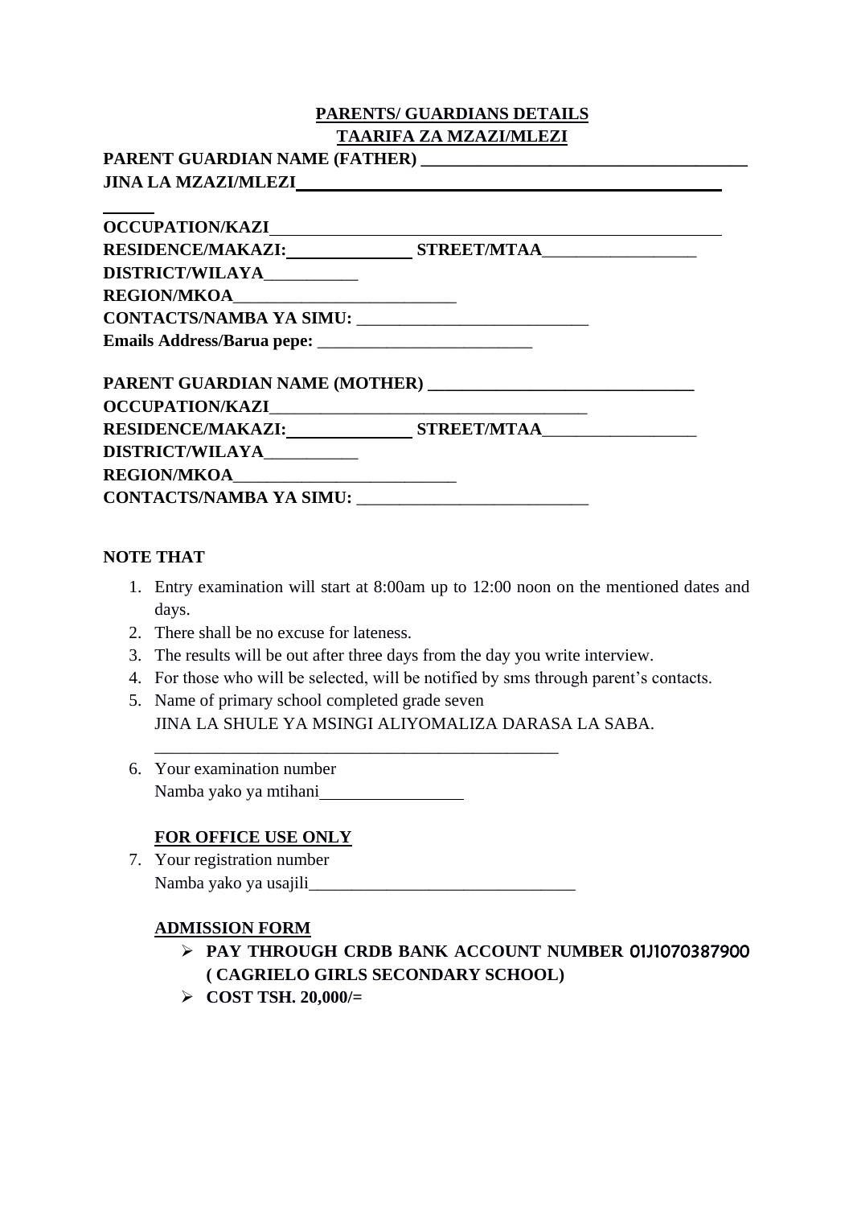**PARENTS/ GUARDIANS DETAILS**
**TAARIFA ZA MZAZI/MLEZI**

**PARENT GUARDIAN NAME (FATHER)** ______________________________________
**JINA LA MZAZI/MLEZI**______________________________________________
_____

**OCCUPATION/KAZI**__________________________________________________
**RESIDENCE/MAKAZI:**______________ **STREET/MTAA**__________________
**DISTRICT/WILAYA**___________
**REGION/MKOA**__________________________
**CONTACTS/NAMBA YA SIMU:** ___________________________
**Emails Address/Barua pepe:** _________________________

**PARENT GUARDIAN NAME (MOTHER)** _______________________________
**OCCUPATION/KAZI**_____________________________________
**RESIDENCE/MAKAZI:**______________ **STREET/MTAA**__________________
**DISTRICT/WILAYA**___________
**REGION/MKOA**__________________________
**CONTACTS/NAMBA YA SIMU:** ___________________________

**NOTE THAT**

1. Entry examination will start at 8:00am up to 12:00 noon on the mentioned dates and days.
2. There shall be no excuse for lateness.
3. The results will be out after three days from the day you write interview.
4. For those who will be selected, will be notified by sms through parent's contacts.
5. Name of primary school completed grade seven
   JINA LA SHULE YA MSINGI ALIYOMALIZA DARASA LA SABA.
   ________________________________________________
6. Your examination number
   Namba yako ya mtihani_________________

   **FOR OFFICE USE ONLY**

7. Your registration number
   Namba yako ya usajili_______________________________

   **ADMISSION FORM**

   - **PAY THROUGH CRDB BANK ACCOUNT NUMBER** 01J1070387900 **( CAGRIELO GIRLS SECONDARY SCHOOL)**
   - **COST TSH. 20,000/=**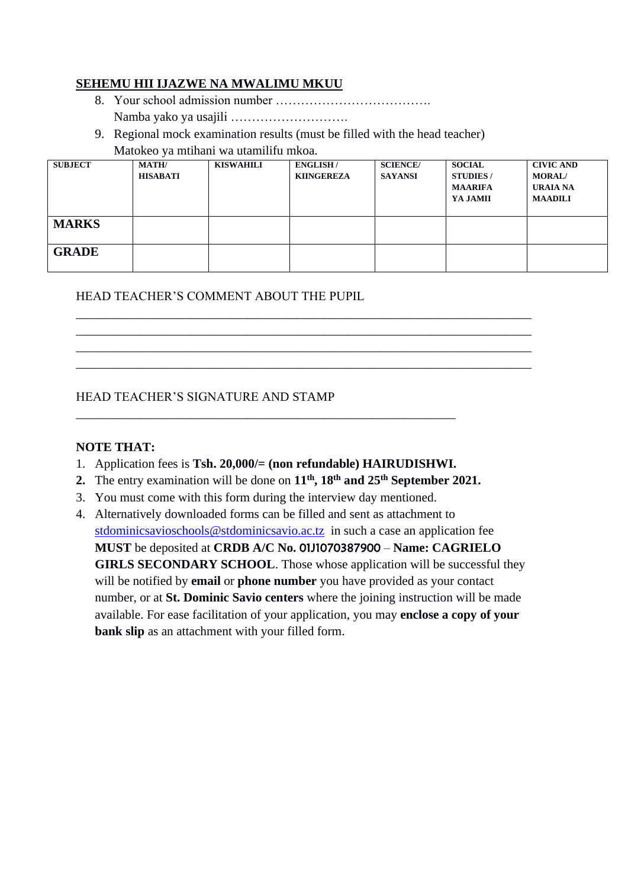**SEHEMU HII IJAZWE NA MWALIMU MKUU**

8. Your school admission number ……………………………….
   Namba yako ya usajili ……………………….
9. Regional mock examination results (must be filled with the head teacher)
   Matokeo ya mtihani wa utamilifu mkoa.

| SUBJECT | MATH/ HISABATI | KISWAHILI | ENGLISH / KIINGEREZA | SCIENCE/ SAYANSI | SOCIAL STUDIES / MAARIFA YA JAMII | CIVIC AND MORAL/ URAIA NA MAADILI |
|---|---|---|---|---|---|---|
| **MARKS** | | | | | | |
| **GRADE** | | | | | | |

HEAD TEACHER'S COMMENT ABOUT THE PUPIL

_____________________________________________________________________________
_____________________________________________________________________________
_____________________________________________________________________________
_____________________________________________________________________________

HEAD TEACHER'S SIGNATURE AND STAMP

_________________________________________________________________

**NOTE THAT:**

1. Application fees is **Tsh. 20,000/= (non refundable) HAIRUDISHWI.**
2. The entry examination will be done on **11th, 18th and 25th September 2021.**
3. You must come with this form during the interview day mentioned.
4. Alternatively downloaded forms can be filled and sent as attachment to stdominicsavioschools@stdominicsavio.ac.tz in such a case an application fee **MUST** be deposited at **CRDB A/C No. 01J1070387900** – **Name: CAGRIELO GIRLS SECONDARY SCHOOL**. Those whose application will be successful they will be notified by **email** or **phone number** you have provided as your contact number, or at **St. Dominic Savio centers** where the joining instruction will be made available. For ease facilitation of your application, you may **enclose a copy of your bank slip** as an attachment with your filled form.